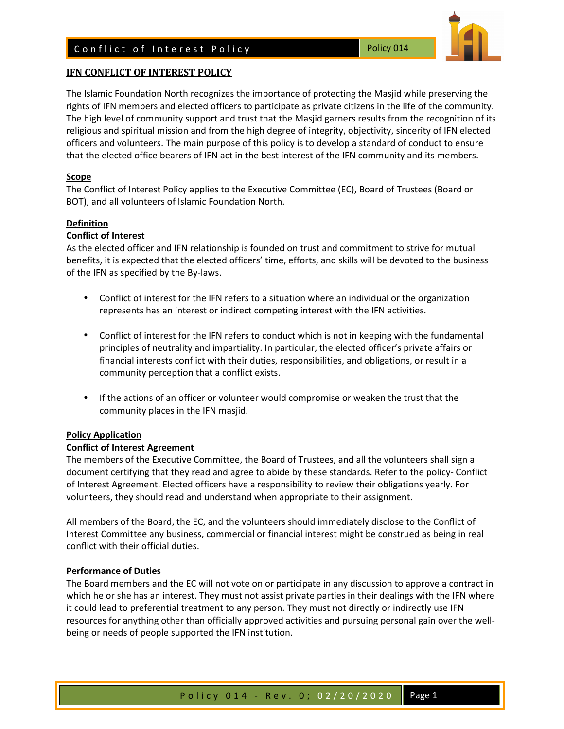# IFN CONFLICT OF INTEREST POLICY

The Islamic Foundation North recognizes the importance of protecting the Masjid while preserving the rights of IFN members and elected officers to participate as private citizens in the life of the community. The high level of community support and trust that the Masjid garners results from the recognition of its religious and spiritual mission and from the high degree of integrity, objectivity, sincerity of IFN elected officers and volunteers. The main purpose of this policy is to develop a standard of conduct to ensure that the elected office bearers of IFN act in the best interest of the IFN community and its members.

## Scope

The Conflict of Interest Policy applies to the Executive Committee (EC), Board of Trustees (Board or BOT), and all volunteers of Islamic Foundation North.

## Definition

### Conflict of Interest

As the elected officer and IFN relationship is founded on trust and commitment to strive for mutual benefits, it is expected that the elected officers' time, efforts, and skills will be devoted to the business of the IFN as specified by the By-laws.

- Conflict of interest for the IFN refers to a situation where an individual or the organization represents has an interest or indirect competing interest with the IFN activities.
- Conflict of interest for the IFN refers to conduct which is not in keeping with the fundamental principles of neutrality and impartiality. In particular, the elected officer's private affairs or financial interests conflict with their duties, responsibilities, and obligations, or result in a community perception that a conflict exists.
- If the actions of an officer or volunteer would compromise or weaken the trust that the community places in the IFN masjid.

## Policy Application

### Conflict of Interest Agreement

The members of the Executive Committee, the Board of Trustees, and all the volunteers shall sign a document certifying that they read and agree to abide by these standards. Refer to the policy- Conflict of Interest Agreement. Elected officers have a responsibility to review their obligations yearly. For volunteers, they should read and understand when appropriate to their assignment.

All members of the Board, the EC, and the volunteers should immediately disclose to the Conflict of Interest Committee any business, commercial or financial interest might be construed as being in real conflict with their official duties.

### Performance of Duties

The Board members and the EC will not vote on or participate in any discussion to approve a contract in which he or she has an interest. They must not assist private parties in their dealings with the IFN where it could lead to preferential treatment to any person. They must not directly or indirectly use IFN resources for anything other than officially approved activities and pursuing personal gain over the well-being or needs of people supported the IFN institution.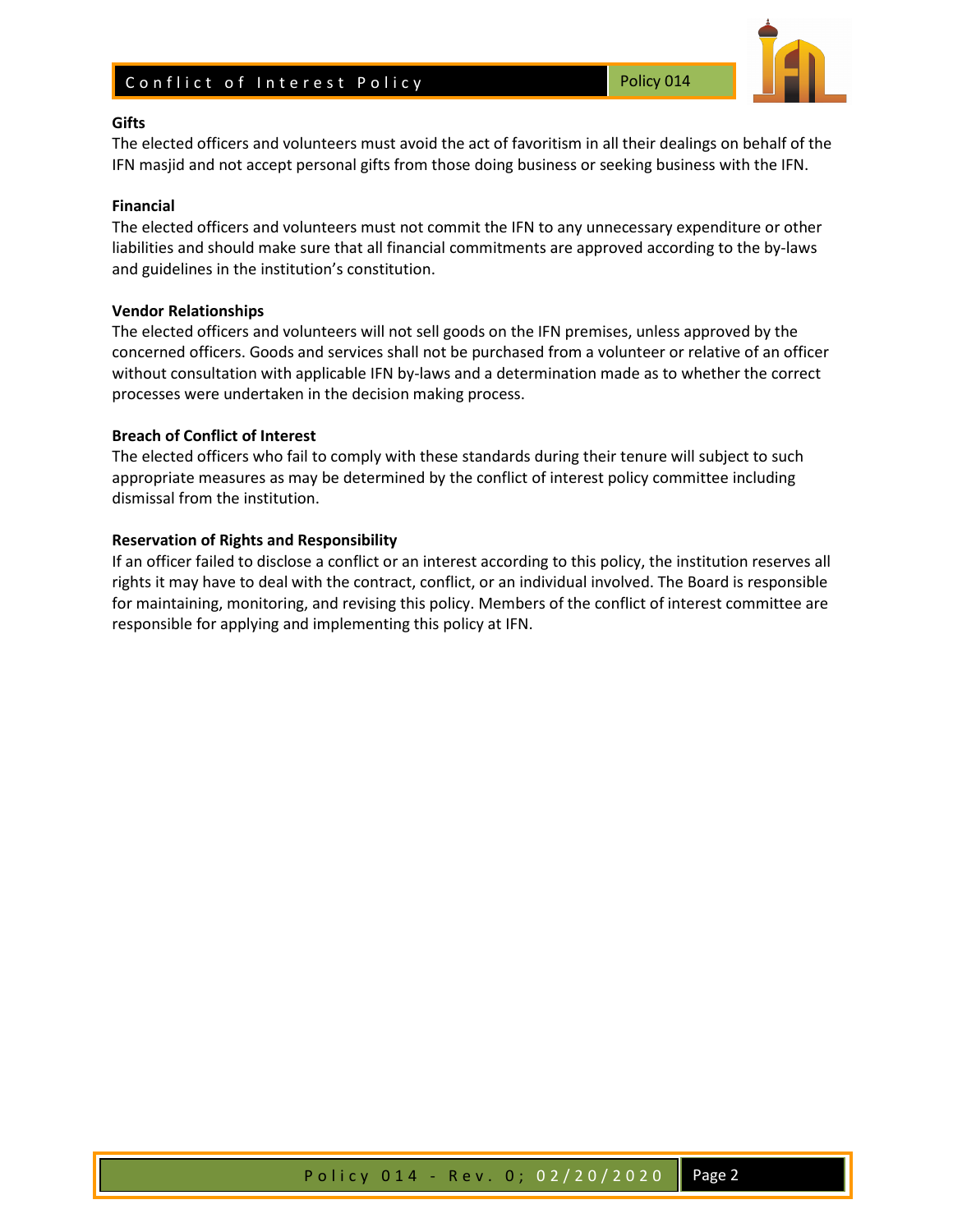**Gifts**

The elected officers and volunteers must avoid the act of favoritism in all their dealings on behalf of the IFN masjid and not accept personal gifts from those doing business or seeking business with the IFN.

**Financial**

The elected officers and volunteers must not commit the IFN to any unnecessary expenditure or other liabilities and should make sure that all financial commitments are approved according to the by-laws and guidelines in the institution's constitution.

**Vendor Relationships**

The elected officers and volunteers will not sell goods on the IFN premises, unless approved by the concerned officers. Goods and services shall not be purchased from a volunteer or relative of an officer without consultation with applicable IFN by-laws and a determination made as to whether the correct processes were undertaken in the decision making process.

**Breach of Conflict of Interest**

The elected officers who fail to comply with these standards during their tenure will subject to such appropriate measures as may be determined by the conflict of interest policy committee including dismissal from the institution.

**Reservation of Rights and Responsibility**

If an officer failed to disclose a conflict or an interest according to this policy, the institution reserves all rights it may have to deal with the contract, conflict, or an individual involved. The Board is responsible for maintaining, monitoring, and revising this policy. Members of the conflict of interest committee are responsible for applying and implementing this policy at IFN.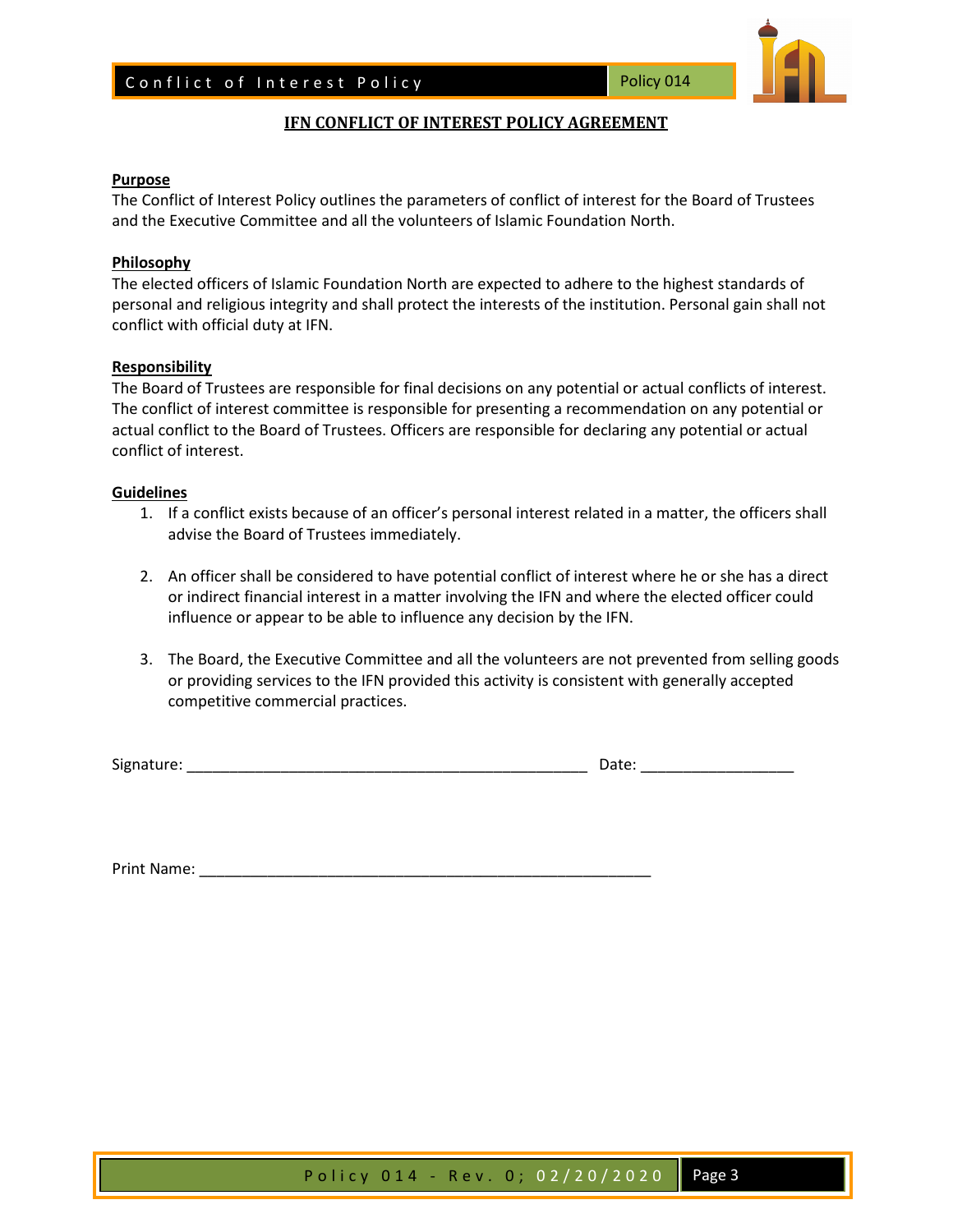# IFN CONFLICT OF INTEREST POLICY AGREEMENT

## Purpose

The Conflict of Interest Policy outlines the parameters of conflict of interest for the Board of Trustees and the Executive Committee and all the volunteers of Islamic Foundation North.

## Philosophy

The elected officers of Islamic Foundation North are expected to adhere to the highest standards of personal and religious integrity and shall protect the interests of the institution. Personal gain shall not conflict with official duty at IFN.

## Responsibility

The Board of Trustees are responsible for final decisions on any potential or actual conflicts of interest. The conflict of interest committee is responsible for presenting a recommendation on any potential or actual conflict to the Board of Trustees. Officers are responsible for declaring any potential or actual conflict of interest.

## Guidelines

1. If a conflict exists because of an officer's personal interest related in a matter, the officers shall advise the Board of Trustees immediately.

2. An officer shall be considered to have potential conflict of interest where he or she has a direct or indirect financial interest in a matter involving the IFN and where the elected officer could influence or appear to be able to influence any decision by the IFN.

3. The Board, the Executive Committee and all the volunteers are not prevented from selling goods or providing services to the IFN provided this activity is consistent with generally accepted competitive commercial practices.

Signature: ________________________________________________ Date: __________________

Print Name: ______________________________________________________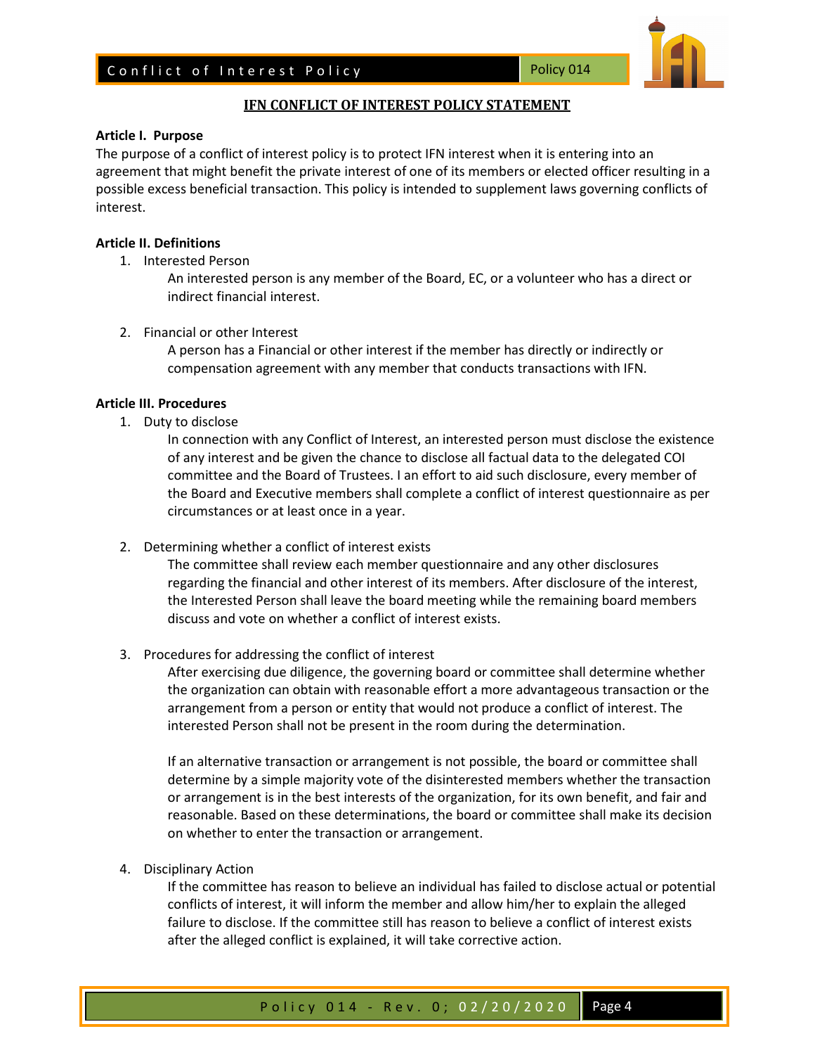# IFN CONFLICT OF INTEREST POLICY STATEMENT

**Article I. Purpose**

The purpose of a conflict of interest policy is to protect IFN interest when it is entering into an agreement that might benefit the private interest of one of its members or elected officer resulting in a possible excess beneficial transaction. This policy is intended to supplement laws governing conflicts of interest.

**Article II. Definitions**

1. Interested Person

   An interested person is any member of the Board, EC, or a volunteer who has a direct or indirect financial interest.

2. Financial or other Interest

   A person has a Financial or other interest if the member has directly or indirectly or compensation agreement with any member that conducts transactions with IFN.

**Article III. Procedures**

1. Duty to disclose

   In connection with any Conflict of Interest, an interested person must disclose the existence of any interest and be given the chance to disclose all factual data to the delegated COI committee and the Board of Trustees. I an effort to aid such disclosure, every member of the Board and Executive members shall complete a conflict of interest questionnaire as per circumstances or at least once in a year.

2. Determining whether a conflict of interest exists

   The committee shall review each member questionnaire and any other disclosures regarding the financial and other interest of its members. After disclosure of the interest, the Interested Person shall leave the board meeting while the remaining board members discuss and vote on whether a conflict of interest exists.

3. Procedures for addressing the conflict of interest

   After exercising due diligence, the governing board or committee shall determine whether the organization can obtain with reasonable effort a more advantageous transaction or the arrangement from a person or entity that would not produce a conflict of interest. The interested Person shall not be present in the room during the determination.

   If an alternative transaction or arrangement is not possible, the board or committee shall determine by a simple majority vote of the disinterested members whether the transaction or arrangement is in the best interests of the organization, for its own benefit, and fair and reasonable. Based on these determinations, the board or committee shall make its decision on whether to enter the transaction or arrangement.

4. Disciplinary Action

   If the committee has reason to believe an individual has failed to disclose actual or potential conflicts of interest, it will inform the member and allow him/her to explain the alleged failure to disclose. If the committee still has reason to believe a conflict of interest exists after the alleged conflict is explained, it will take corrective action.